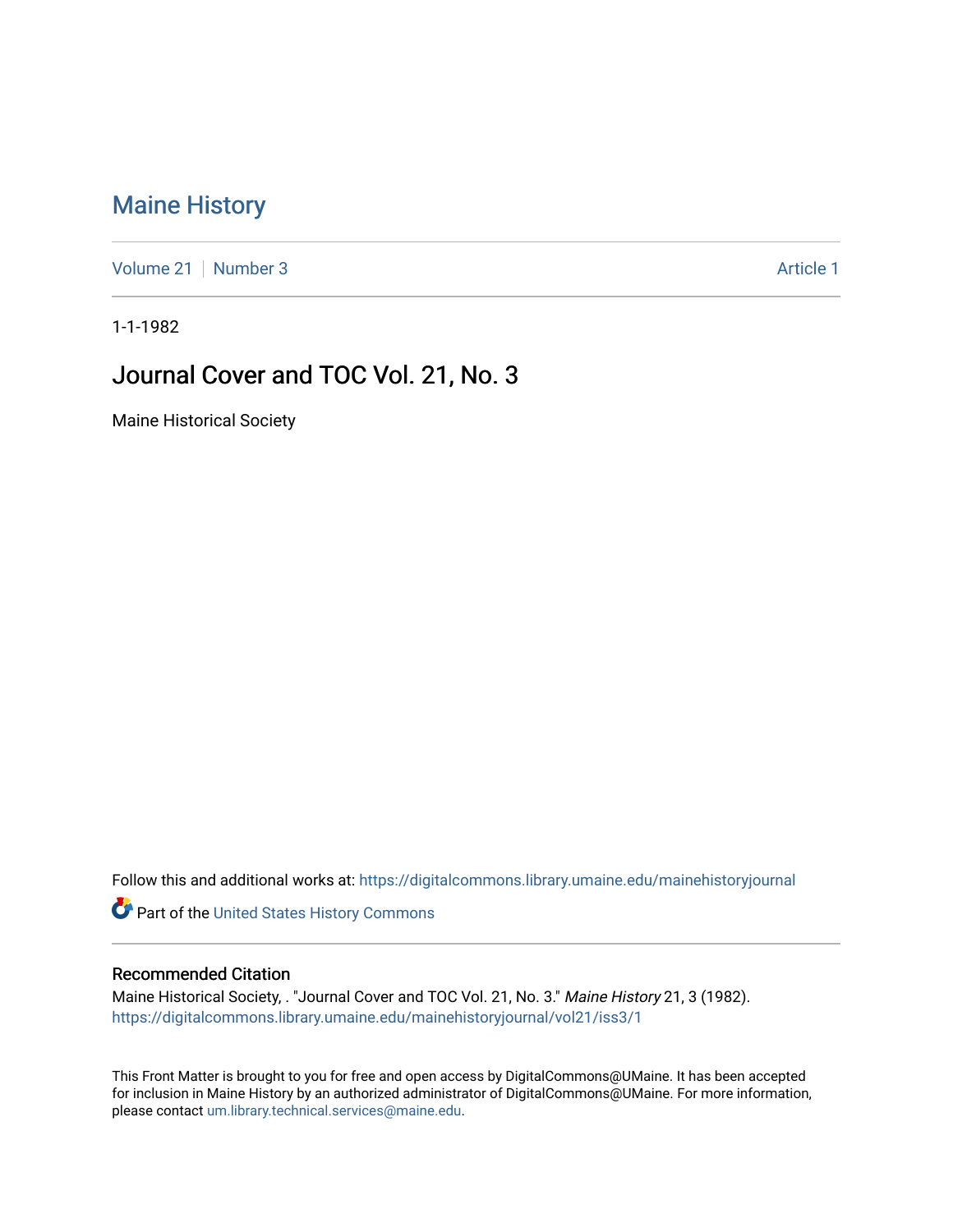# Maine History

Volume 21 | Number 3 Article 1

1-1-1982

## Journal Cover and TOC Vol. 21, No. 3

Maine Historical Society

Follow this and additional works at: https://digitalcommons.library.umaine.edu/mainehistoryjournal

Part of the United States History Commons

### Recommended Citation

Maine Historical Society, . "Journal Cover and TOC Vol. 21, No. 3." *Maine History* 21, 3 (1982). https://digitalcommons.library.umaine.edu/mainehistoryjournal/vol21/iss3/1

This Front Matter is brought to you for free and open access by DigitalCommons@UMaine. It has been accepted for inclusion in Maine History by an authorized administrator of DigitalCommons@UMaine. For more information, please contact um.library.technical.services@maine.edu.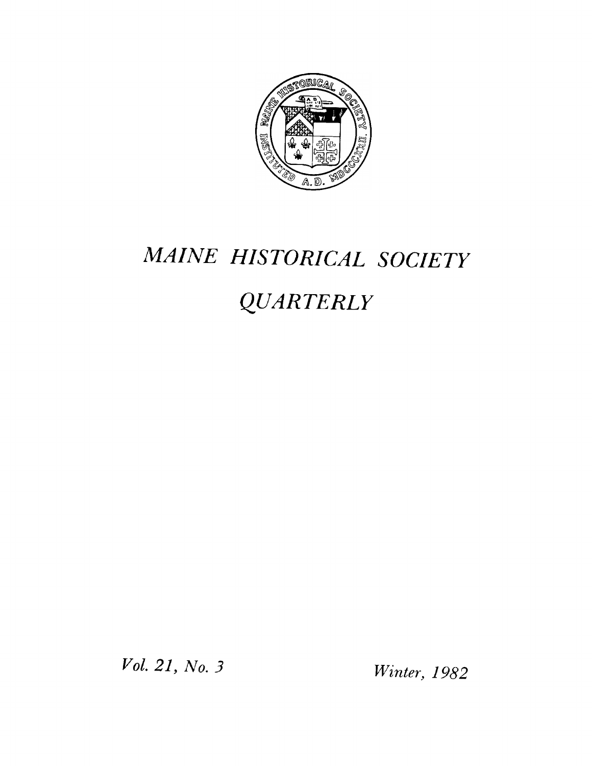# MAINE HISTORICAL SOCIETY

# QUARTERLY

*Vol. 21, No. 3*

*Winter, 1982*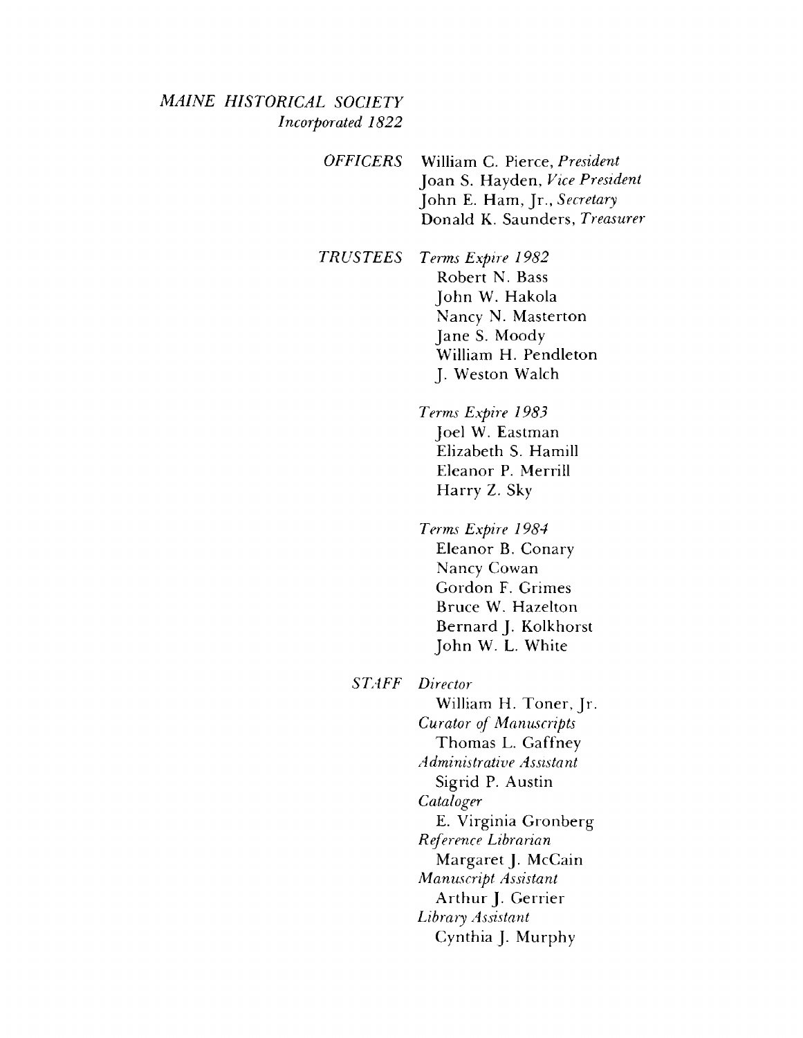*MAINE HISTORICAL SOCIETY*
*Incorporated 1822*

*OFFICERS*

William C. Pierce, *President*
Joan S. Hayden, *Vice President*
John E. Ham, Jr., *Secretary*
Donald K. Saunders, *Treasurer*

*TRUSTEES*

*Terms Expire 1982*

Robert N. Bass
John W. Hakola
Nancy N. Masterton
Jane S. Moody
William H. Pendleton
J. Weston Walch

*Terms Expire 1983*

Joel W. Eastman
Elizabeth S. Hamill
Eleanor P. Merrill
Harry Z. Sky

*Terms Expire 1984*

Eleanor B. Conary
Nancy Cowan
Gordon F. Grimes
Bruce W. Hazelton
Bernard J. Kolkhorst
John W. L. White

*STAFF*

*Director*
William H. Toner, Jr.

*Curator of Manuscripts*
Thomas L. Gaffney

*Administrative Assistant*
Sigrid P. Austin

*Cataloger*
E. Virginia Gronberg

*Reference Librarian*
Margaret J. McCain

*Manuscript Assistant*
Arthur J. Gerrier

*Library Assistant*
Cynthia J. Murphy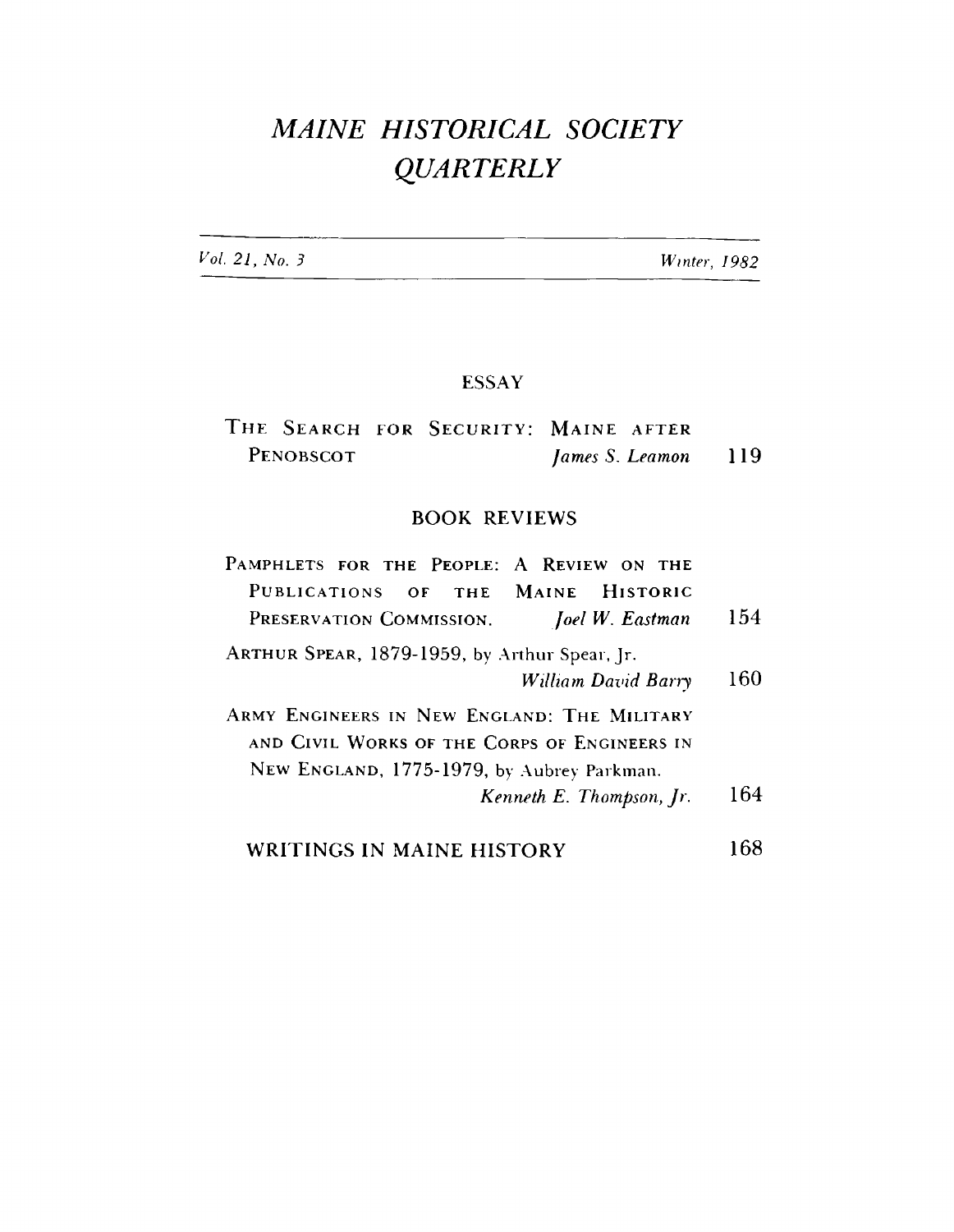# *MAINE HISTORICAL SOCIETY QUARTERLY*

*Vol. 21, No. 3* *Winter, 1982*

## ESSAY

THE SEARCH FOR SECURITY: MAINE AFTER PENOBSCOT — *James S. Leamon* — 119

## BOOK REVIEWS

PAMPHLETS FOR THE PEOPLE: A REVIEW ON THE PUBLICATIONS OF THE MAINE HISTORIC PRESERVATION COMMISSION. — *Joel W. Eastman* — 154

ARTHUR SPEAR, 1879-1959, by Arthur Spear, Jr. — *William David Barry* — 160

ARMY ENGINEERS IN NEW ENGLAND: THE MILITARY AND CIVIL WORKS OF THE CORPS OF ENGINEERS IN NEW ENGLAND, 1775-1979, by Aubrey Parkman. — *Kenneth E. Thompson, Jr.* — 164

## WRITINGS IN MAINE HISTORY — 168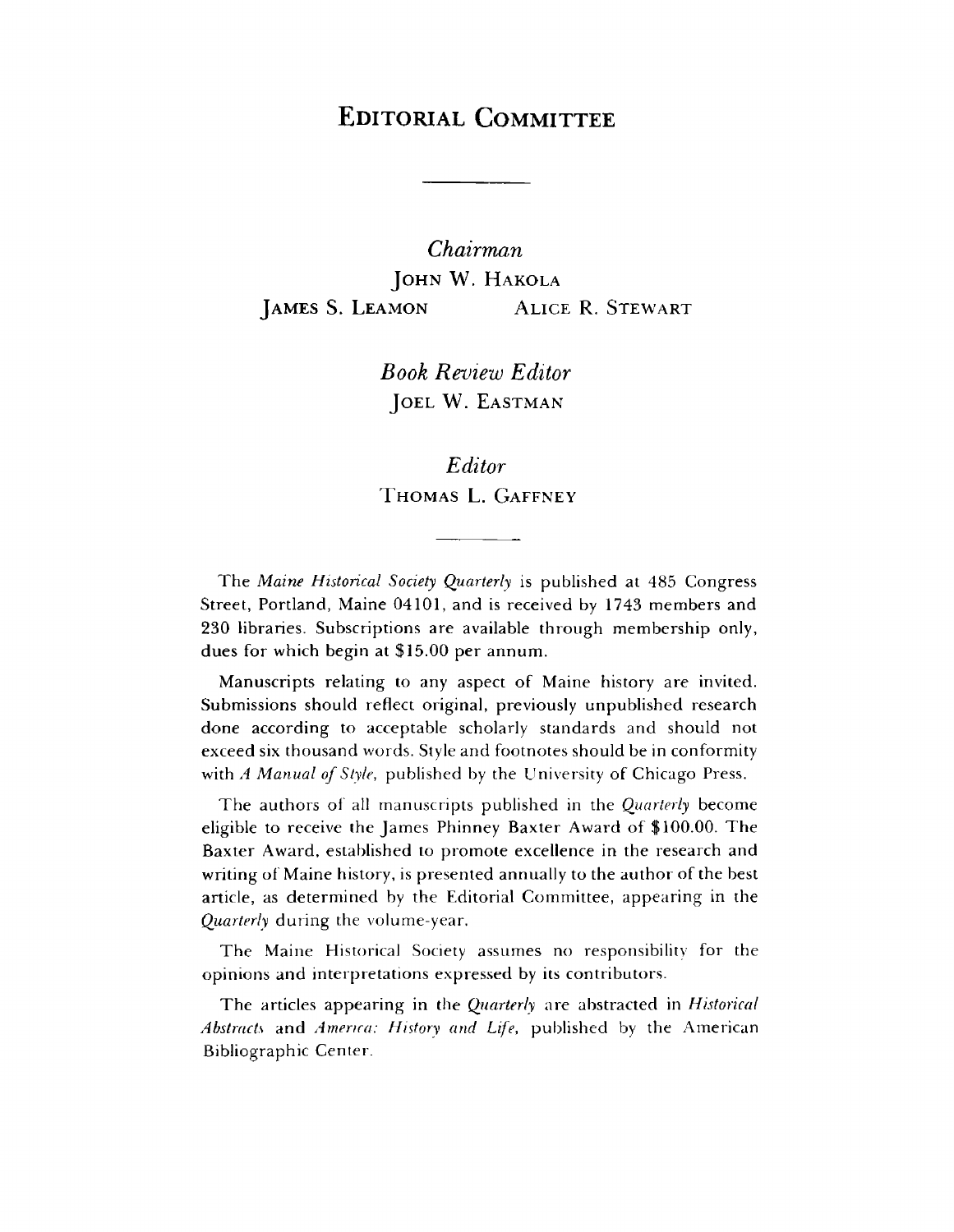# Editorial Committee

*Chairman*
John W. Hakola

James S. Leamon        Alice R. Stewart

*Book Review Editor*
Joel W. Eastman

*Editor*
Thomas L. Gaffney

---

The *Maine Historical Society Quarterly* is published at 485 Congress Street, Portland, Maine 04101, and is received by 1743 members and 230 libraries. Subscriptions are available through membership only, dues for which begin at $15.00 per annum.

Manuscripts relating to any aspect of Maine history are invited. Submissions should reflect original, previously unpublished research done according to acceptable scholarly standards and should not exceed six thousand words. Style and footnotes should be in conformity with *A Manual of Style*, published by the University of Chicago Press.

The authors of all manuscripts published in the *Quarterly* become eligible to receive the James Phinney Baxter Award of $100.00. The Baxter Award, established to promote excellence in the research and writing of Maine history, is presented annually to the author of the best article, as determined by the Editorial Committee, appearing in the *Quarterly* during the volume-year.

The Maine Historical Society assumes no responsibility for the opinions and interpretations expressed by its contributors.

The articles appearing in the *Quarterly* are abstracted in *Historical Abstracts* and *America: History and Life*, published by the American Bibliographic Center.